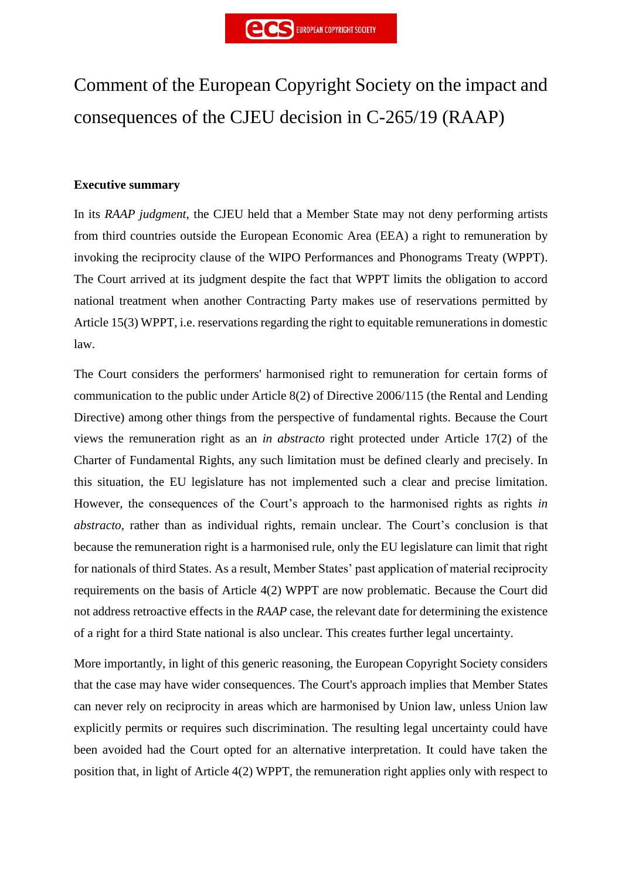# Comment of the European Copyright Society on the impact and consequences of the CJEU decision in C-265/19 (RAAP)

**Executive summary**

In its *RAAP judgment*, the CJEU held that a Member State may not deny performing artists from third countries outside the European Economic Area (EEA) a right to remuneration by invoking the reciprocity clause of the WIPO Performances and Phonograms Treaty (WPPT). The Court arrived at its judgment despite the fact that WPPT limits the obligation to accord national treatment when another Contracting Party makes use of reservations permitted by Article 15(3) WPPT, i.e. reservations regarding the right to equitable remunerations in domestic law.

The Court considers the performers' harmonised right to remuneration for certain forms of communication to the public under Article 8(2) of Directive 2006/115 (the Rental and Lending Directive) among other things from the perspective of fundamental rights. Because the Court views the remuneration right as an *in abstracto* right protected under Article 17(2) of the Charter of Fundamental Rights, any such limitation must be defined clearly and precisely. In this situation, the EU legislature has not implemented such a clear and precise limitation. However, the consequences of the Court's approach to the harmonised rights as rights *in abstracto*, rather than as individual rights, remain unclear. The Court's conclusion is that because the remuneration right is a harmonised rule, only the EU legislature can limit that right for nationals of third States. As a result, Member States' past application of material reciprocity requirements on the basis of Article 4(2) WPPT are now problematic. Because the Court did not address retroactive effects in the *RAAP* case, the relevant date for determining the existence of a right for a third State national is also unclear. This creates further legal uncertainty.

More importantly, in light of this generic reasoning, the European Copyright Society considers that the case may have wider consequences. The Court's approach implies that Member States can never rely on reciprocity in areas which are harmonised by Union law, unless Union law explicitly permits or requires such discrimination. The resulting legal uncertainty could have been avoided had the Court opted for an alternative interpretation. It could have taken the position that, in light of Article 4(2) WPPT, the remuneration right applies only with respect to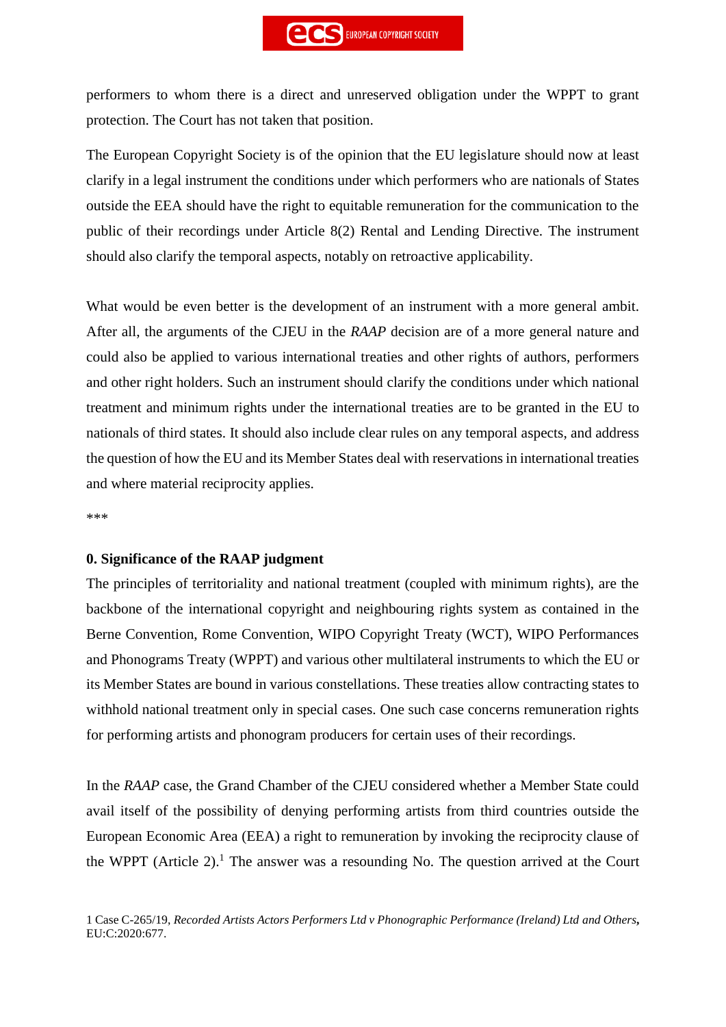performers to whom there is a direct and unreserved obligation under the WPPT to grant protection. The Court has not taken that position.

The European Copyright Society is of the opinion that the EU legislature should now at least clarify in a legal instrument the conditions under which performers who are nationals of States outside the EEA should have the right to equitable remuneration for the communication to the public of their recordings under Article 8(2) Rental and Lending Directive. The instrument should also clarify the temporal aspects, notably on retroactive applicability.

What would be even better is the development of an instrument with a more general ambit. After all, the arguments of the CJEU in the *RAAP* decision are of a more general nature and could also be applied to various international treaties and other rights of authors, performers and other right holders. Such an instrument should clarify the conditions under which national treatment and minimum rights under the international treaties are to be granted in the EU to nationals of third states. It should also include clear rules on any temporal aspects, and address the question of how the EU and its Member States deal with reservations in international treaties and where material reciprocity applies.

***

## 0. Significance of the RAAP judgment

The principles of territoriality and national treatment (coupled with minimum rights), are the backbone of the international copyright and neighbouring rights system as contained in the Berne Convention, Rome Convention, WIPO Copyright Treaty (WCT), WIPO Performances and Phonograms Treaty (WPPT) and various other multilateral instruments to which the EU or its Member States are bound in various constellations. These treaties allow contracting states to withhold national treatment only in special cases. One such case concerns remuneration rights for performing artists and phonogram producers for certain uses of their recordings.

In the *RAAP* case, the Grand Chamber of the CJEU considered whether a Member State could avail itself of the possibility of denying performing artists from third countries outside the European Economic Area (EEA) a right to remuneration by invoking the reciprocity clause of the WPPT (Article 2).[1] The answer was a resounding No. The question arrived at the Court

1 Case C-265/19, *Recorded Artists Actors Performers Ltd v Phonographic Performance (Ireland) Ltd and Others*, EU:C:2020:677.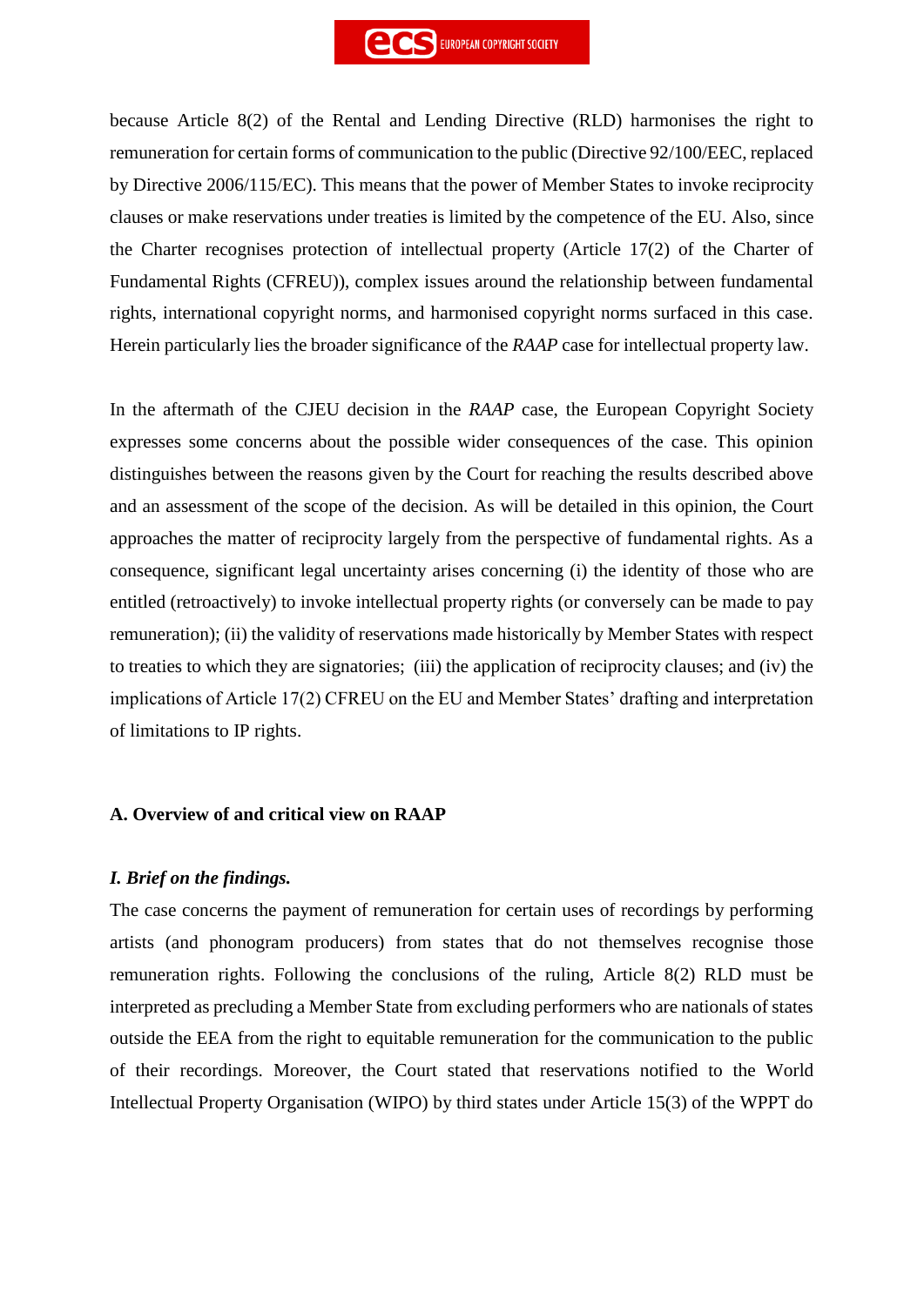because Article 8(2) of the Rental and Lending Directive (RLD) harmonises the right to remuneration for certain forms of communication to the public (Directive 92/100/EEC, replaced by Directive 2006/115/EC). This means that the power of Member States to invoke reciprocity clauses or make reservations under treaties is limited by the competence of the EU. Also, since the Charter recognises protection of intellectual property (Article 17(2) of the Charter of Fundamental Rights (CFREU)), complex issues around the relationship between fundamental rights, international copyright norms, and harmonised copyright norms surfaced in this case. Herein particularly lies the broader significance of the *RAAP* case for intellectual property law.

In the aftermath of the CJEU decision in the *RAAP* case, the European Copyright Society expresses some concerns about the possible wider consequences of the case. This opinion distinguishes between the reasons given by the Court for reaching the results described above and an assessment of the scope of the decision. As will be detailed in this opinion, the Court approaches the matter of reciprocity largely from the perspective of fundamental rights. As a consequence, significant legal uncertainty arises concerning (i) the identity of those who are entitled (retroactively) to invoke intellectual property rights (or conversely can be made to pay remuneration); (ii) the validity of reservations made historically by Member States with respect to treaties to which they are signatories; (iii) the application of reciprocity clauses; and (iv) the implications of Article 17(2) CFREU on the EU and Member States' drafting and interpretation of limitations to IP rights.

## A. Overview of and critical view on RAAP

### *I. Brief on the findings.*

The case concerns the payment of remuneration for certain uses of recordings by performing artists (and phonogram producers) from states that do not themselves recognise those remuneration rights. Following the conclusions of the ruling, Article 8(2) RLD must be interpreted as precluding a Member State from excluding performers who are nationals of states outside the EEA from the right to equitable remuneration for the communication to the public of their recordings. Moreover, the Court stated that reservations notified to the World Intellectual Property Organisation (WIPO) by third states under Article 15(3) of the WPPT do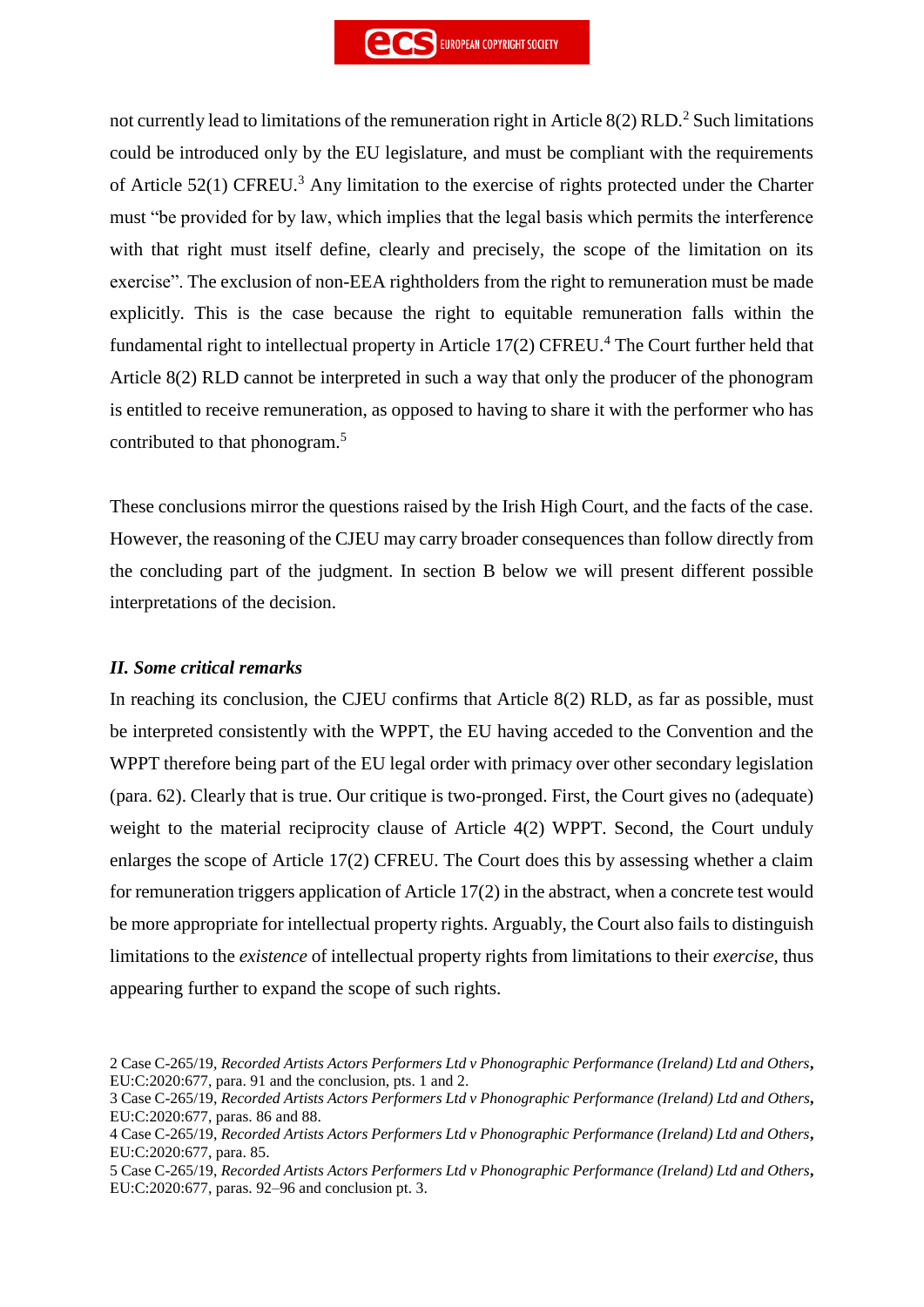not currently lead to limitations of the remuneration right in Article 8(2) RLD.[2] Such limitations could be introduced only by the EU legislature, and must be compliant with the requirements of Article 52(1) CFREU.[3] Any limitation to the exercise of rights protected under the Charter must "be provided for by law, which implies that the legal basis which permits the interference with that right must itself define, clearly and precisely, the scope of the limitation on its exercise". The exclusion of non-EEA rightholders from the right to remuneration must be made explicitly. This is the case because the right to equitable remuneration falls within the fundamental right to intellectual property in Article 17(2) CFREU.[4] The Court further held that Article 8(2) RLD cannot be interpreted in such a way that only the producer of the phonogram is entitled to receive remuneration, as opposed to having to share it with the performer who has contributed to that phonogram.[5]

These conclusions mirror the questions raised by the Irish High Court, and the facts of the case. However, the reasoning of the CJEU may carry broader consequences than follow directly from the concluding part of the judgment. In section B below we will present different possible interpretations of the decision.

### *II. Some critical remarks*

In reaching its conclusion, the CJEU confirms that Article 8(2) RLD, as far as possible, must be interpreted consistently with the WPPT, the EU having acceded to the Convention and the WPPT therefore being part of the EU legal order with primacy over other secondary legislation (para. 62). Clearly that is true. Our critique is two-pronged. First, the Court gives no (adequate) weight to the material reciprocity clause of Article 4(2) WPPT. Second, the Court unduly enlarges the scope of Article 17(2) CFREU. The Court does this by assessing whether a claim for remuneration triggers application of Article 17(2) in the abstract, when a concrete test would be more appropriate for intellectual property rights. Arguably, the Court also fails to distinguish limitations to the *existence* of intellectual property rights from limitations to their *exercise*, thus appearing further to expand the scope of such rights.

2 Case C-265/19, *Recorded Artists Actors Performers Ltd v Phonographic Performance (Ireland) Ltd and Others*, EU:C:2020:677, para. 91 and the conclusion, pts. 1 and 2.

3 Case C-265/19, *Recorded Artists Actors Performers Ltd v Phonographic Performance (Ireland) Ltd and Others*, EU:C:2020:677, paras. 86 and 88.

4 Case C-265/19, *Recorded Artists Actors Performers Ltd v Phonographic Performance (Ireland) Ltd and Others*, EU:C:2020:677, para. 85.

5 Case C-265/19, *Recorded Artists Actors Performers Ltd v Phonographic Performance (Ireland) Ltd and Others*, EU:C:2020:677, paras. 92–96 and conclusion pt. 3.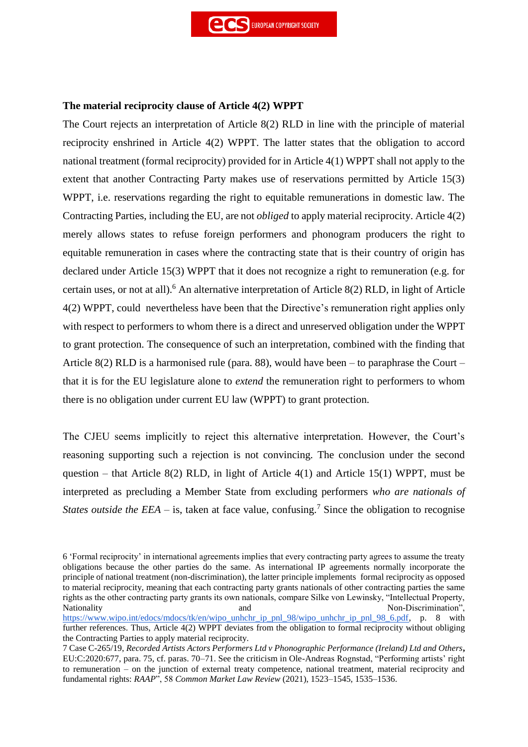**The material reciprocity clause of Article 4(2) WPPT**

The Court rejects an interpretation of Article 8(2) RLD in line with the principle of material reciprocity enshrined in Article 4(2) WPPT. The latter states that the obligation to accord national treatment (formal reciprocity) provided for in Article 4(1) WPPT shall not apply to the extent that another Contracting Party makes use of reservations permitted by Article 15(3) WPPT, i.e. reservations regarding the right to equitable remunerations in domestic law. The Contracting Parties, including the EU, are not *obliged* to apply material reciprocity. Article 4(2) merely allows states to refuse foreign performers and phonogram producers the right to equitable remuneration in cases where the contracting state that is their country of origin has declared under Article 15(3) WPPT that it does not recognize a right to remuneration (e.g. for certain uses, or not at all).[6] An alternative interpretation of Article 8(2) RLD, in light of Article 4(2) WPPT, could nevertheless have been that the Directive's remuneration right applies only with respect to performers to whom there is a direct and unreserved obligation under the WPPT to grant protection. The consequence of such an interpretation, combined with the finding that Article 8(2) RLD is a harmonised rule (para. 88), would have been – to paraphrase the Court – that it is for the EU legislature alone to *extend* the remuneration right to performers to whom there is no obligation under current EU law (WPPT) to grant protection.

The CJEU seems implicitly to reject this alternative interpretation. However, the Court's reasoning supporting such a rejection is not convincing. The conclusion under the second question – that Article 8(2) RLD, in light of Article 4(1) and Article 15(1) WPPT, must be interpreted as precluding a Member State from excluding performers *who are nationals of States outside the EEA* – is, taken at face value, confusing.[7] Since the obligation to recognise

6 'Formal reciprocity' in international agreements implies that every contracting party agrees to assume the treaty obligations because the other parties do the same. As international IP agreements normally incorporate the principle of national treatment (non-discrimination), the latter principle implements formal reciprocity as opposed to material reciprocity, meaning that each contracting party grants nationals of other contracting parties the same rights as the other contracting party grants its own nationals, compare Silke von Lewinsky, "Intellectual Property, Nationality and Non-Discrimination", https://www.wipo.int/edocs/mdocs/tk/en/wipo_unhchr_ip_pnl_98/wipo_unhchr_ip_pnl_98_6.pdf, p. 8 with further references. Thus, Article 4(2) WPPT deviates from the obligation to formal reciprocity without obliging the Contracting Parties to apply material reciprocity.

7 Case C-265/19, *Recorded Artists Actors Performers Ltd v Phonographic Performance (Ireland) Ltd and Others*, EU:C:2020:677, para. 75, cf. paras. 70–71. See the criticism in Ole-Andreas Rognstad, "Performing artists' right to remuneration – on the junction of external treaty competence, national treatment, material reciprocity and fundamental rights: *RAAP*", 58 *Common Market Law Review* (2021), 1523–1545, 1535–1536.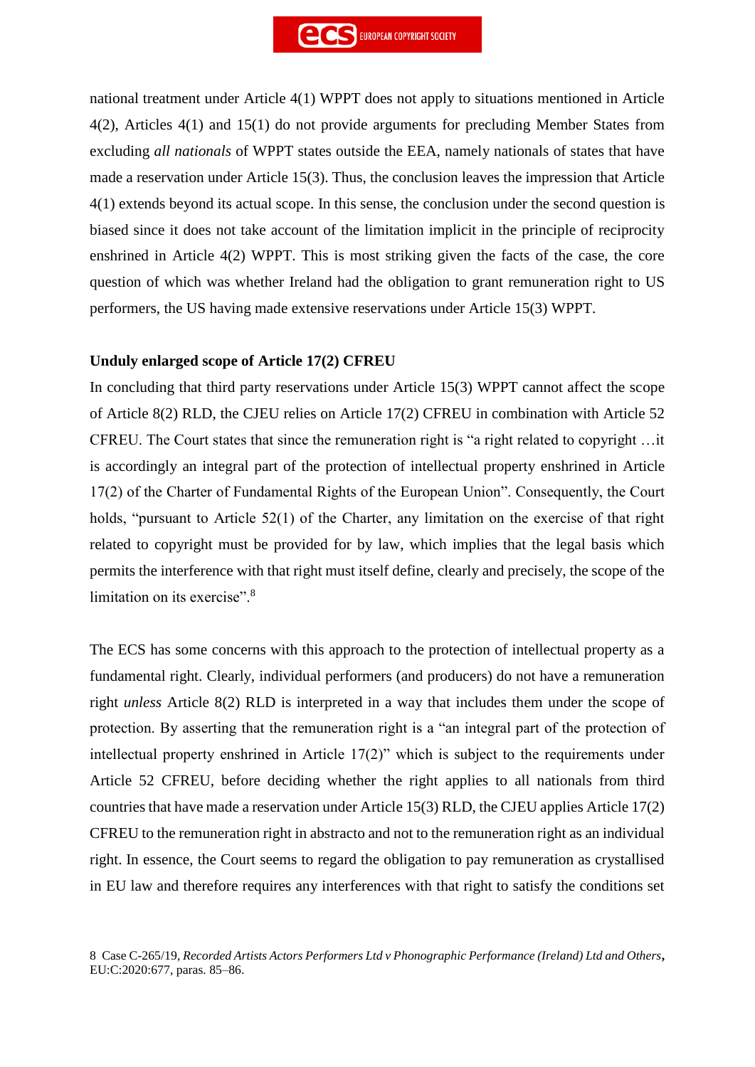national treatment under Article 4(1) WPPT does not apply to situations mentioned in Article 4(2), Articles 4(1) and 15(1) do not provide arguments for precluding Member States from excluding *all nationals* of WPPT states outside the EEA, namely nationals of states that have made a reservation under Article 15(3). Thus, the conclusion leaves the impression that Article 4(1) extends beyond its actual scope. In this sense, the conclusion under the second question is biased since it does not take account of the limitation implicit in the principle of reciprocity enshrined in Article 4(2) WPPT. This is most striking given the facts of the case, the core question of which was whether Ireland had the obligation to grant remuneration right to US performers, the US having made extensive reservations under Article 15(3) WPPT.

**Unduly enlarged scope of Article 17(2) CFREU**

In concluding that third party reservations under Article 15(3) WPPT cannot affect the scope of Article 8(2) RLD, the CJEU relies on Article 17(2) CFREU in combination with Article 52 CFREU. The Court states that since the remuneration right is "a right related to copyright …it is accordingly an integral part of the protection of intellectual property enshrined in Article 17(2) of the Charter of Fundamental Rights of the European Union". Consequently, the Court holds, "pursuant to Article 52(1) of the Charter, any limitation on the exercise of that right related to copyright must be provided for by law, which implies that the legal basis which permits the interference with that right must itself define, clearly and precisely, the scope of the limitation on its exercise".[8]

The ECS has some concerns with this approach to the protection of intellectual property as a fundamental right. Clearly, individual performers (and producers) do not have a remuneration right *unless* Article 8(2) RLD is interpreted in a way that includes them under the scope of protection. By asserting that the remuneration right is a "an integral part of the protection of intellectual property enshrined in Article 17(2)" which is subject to the requirements under Article 52 CFREU, before deciding whether the right applies to all nationals from third countries that have made a reservation under Article 15(3) RLD, the CJEU applies Article 17(2) CFREU to the remuneration right in abstracto and not to the remuneration right as an individual right. In essence, the Court seems to regard the obligation to pay remuneration as crystallised in EU law and therefore requires any interferences with that right to satisfy the conditions set

8 Case C-265/19, *Recorded Artists Actors Performers Ltd v Phonographic Performance (Ireland) Ltd and Others*, EU:C:2020:677, paras. 85–86.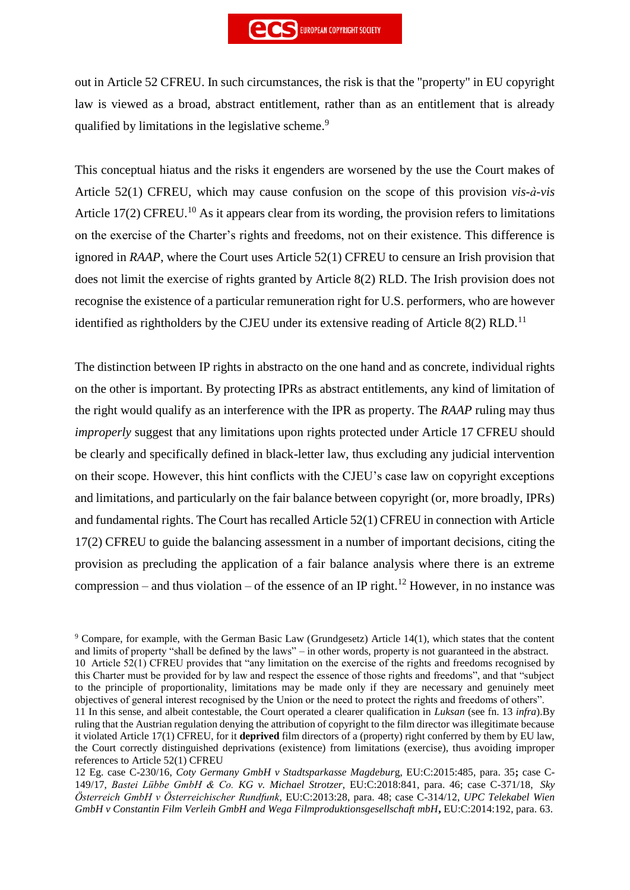out in Article 52 CFREU. In such circumstances, the risk is that the "property" in EU copyright law is viewed as a broad, abstract entitlement, rather than as an entitlement that is already qualified by limitations in the legislative scheme.[9]

This conceptual hiatus and the risks it engenders are worsened by the use the Court makes of Article 52(1) CFREU, which may cause confusion on the scope of this provision *vis-à-vis* Article 17(2) CFREU.[10] As it appears clear from its wording, the provision refers to limitations on the exercise of the Charter's rights and freedoms, not on their existence. This difference is ignored in *RAAP*, where the Court uses Article 52(1) CFREU to censure an Irish provision that does not limit the exercise of rights granted by Article 8(2) RLD. The Irish provision does not recognise the existence of a particular remuneration right for U.S. performers, who are however identified as rightholders by the CJEU under its extensive reading of Article 8(2) RLD.[11]

The distinction between IP rights in abstracto on the one hand and as concrete, individual rights on the other is important. By protecting IPRs as abstract entitlements, any kind of limitation of the right would qualify as an interference with the IPR as property. The *RAAP* ruling may thus *improperly* suggest that any limitations upon rights protected under Article 17 CFREU should be clearly and specifically defined in black-letter law, thus excluding any judicial intervention on their scope. However, this hint conflicts with the CJEU's case law on copyright exceptions and limitations, and particularly on the fair balance between copyright (or, more broadly, IPRs) and fundamental rights. The Court has recalled Article 52(1) CFREU in connection with Article 17(2) CFREU to guide the balancing assessment in a number of important decisions, citing the provision as precluding the application of a fair balance analysis where there is an extreme compression – and thus violation – of the essence of an IP right.[12] However, in no instance was

[9] Compare, for example, with the German Basic Law (Grundgesetz) Article 14(1), which states that the content and limits of property "shall be defined by the laws" – in other words, property is not guaranteed in the abstract.

[10] Article 52(1) CFREU provides that "any limitation on the exercise of the rights and freedoms recognised by this Charter must be provided for by law and respect the essence of those rights and freedoms", and that "subject to the principle of proportionality, limitations may be made only if they are necessary and genuinely meet objectives of general interest recognised by the Union or the need to protect the rights and freedoms of others".

[11] In this sense, and albeit contestable, the Court operated a clearer qualification in *Luksan* (see fn. 13 *infra*).By ruling that the Austrian regulation denying the attribution of copyright to the film director was illegitimate because it violated Article 17(1) CFREU, for it **deprived** film directors of a (property) right conferred by them by EU law, the Court correctly distinguished deprivations (existence) from limitations (exercise), thus avoiding improper references to Article 52(1) CFREU

[12] Eg. case C-230/16, *Coty Germany GmbH v Stadtsparkasse Magdeburg*, EU:C:2015:485, para. 35**;** case C-149/17, *Bastei Lübbe GmbH & Co. KG v. Michael Strotzer*, EU:C:2018:841, para. 46; case C-371/18, *Sky Österreich GmbH v Österreichischer Rundfunk*, EU:C:2013:28, para. 48; case C-314/12, *UPC Telekabel Wien GmbH v Constantin Film Verleih GmbH and Wega Filmproduktionsgesellschaft mbH***,** EU:C:2014:192, para. 63.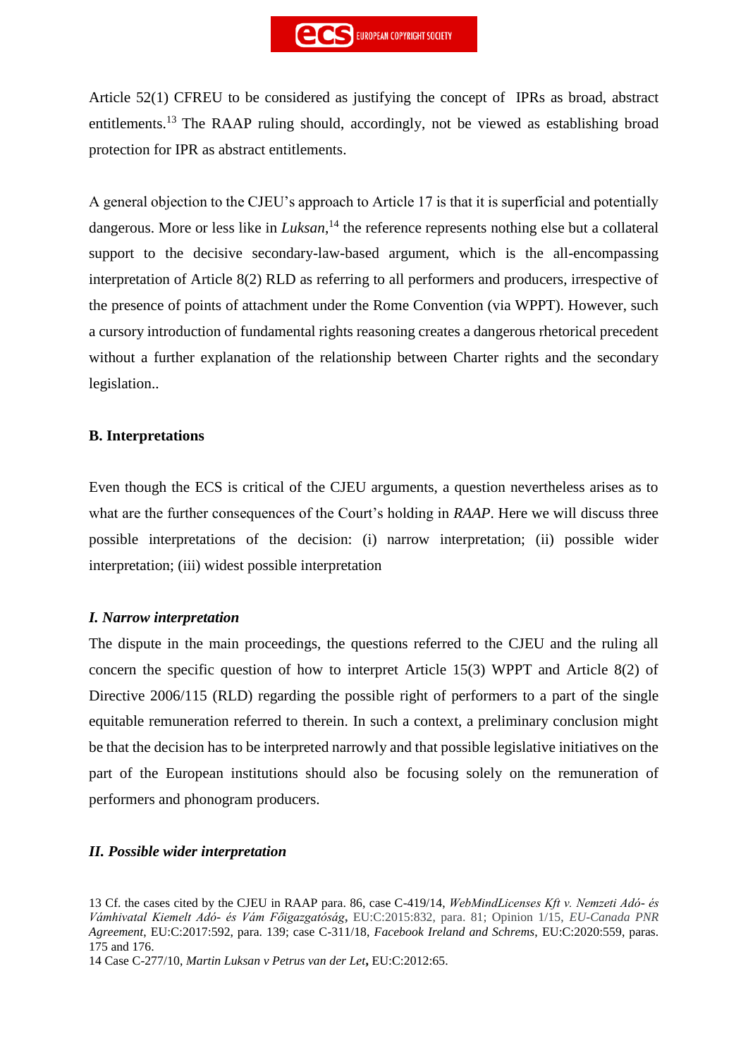Article 52(1) CFREU to be considered as justifying the concept of IPRs as broad, abstract entitlements.[13] The RAAP ruling should, accordingly, not be viewed as establishing broad protection for IPR as abstract entitlements.

A general objection to the CJEU's approach to Article 17 is that it is superficial and potentially dangerous. More or less like in *Luksan*,[14] the reference represents nothing else but a collateral support to the decisive secondary-law-based argument, which is the all-encompassing interpretation of Article 8(2) RLD as referring to all performers and producers, irrespective of the presence of points of attachment under the Rome Convention (via WPPT). However, such a cursory introduction of fundamental rights reasoning creates a dangerous rhetorical precedent without a further explanation of the relationship between Charter rights and the secondary legislation..

**B. Interpretations**

Even though the ECS is critical of the CJEU arguments, a question nevertheless arises as to what are the further consequences of the Court's holding in *RAAP*. Here we will discuss three possible interpretations of the decision: (i) narrow interpretation; (ii) possible wider interpretation; (iii) widest possible interpretation

***I. Narrow interpretation***

The dispute in the main proceedings, the questions referred to the CJEU and the ruling all concern the specific question of how to interpret Article 15(3) WPPT and Article 8(2) of Directive 2006/115 (RLD) regarding the possible right of performers to a part of the single equitable remuneration referred to therein. In such a context, a preliminary conclusion might be that the decision has to be interpreted narrowly and that possible legislative initiatives on the part of the European institutions should also be focusing solely on the remuneration of performers and phonogram producers.

***II. Possible wider interpretation***

13 Cf. the cases cited by the CJEU in RAAP para. 86, case C-419/14, *WebMindLicenses Kft v. Nemzeti Adó- és Vámhivatal Kiemelt Adó- és Vám Főigazgatóság*, EU:C:2015:832, para. 81; Opinion 1/15, *EU-Canada PNR Agreement*, EU:C:2017:592, para. 139; case C-311/18, *Facebook Ireland and Schrems*, EU:C:2020:559, paras. 175 and 176.

14 Case C-277/10, *Martin Luksan v Petrus van der Let*, EU:C:2012:65.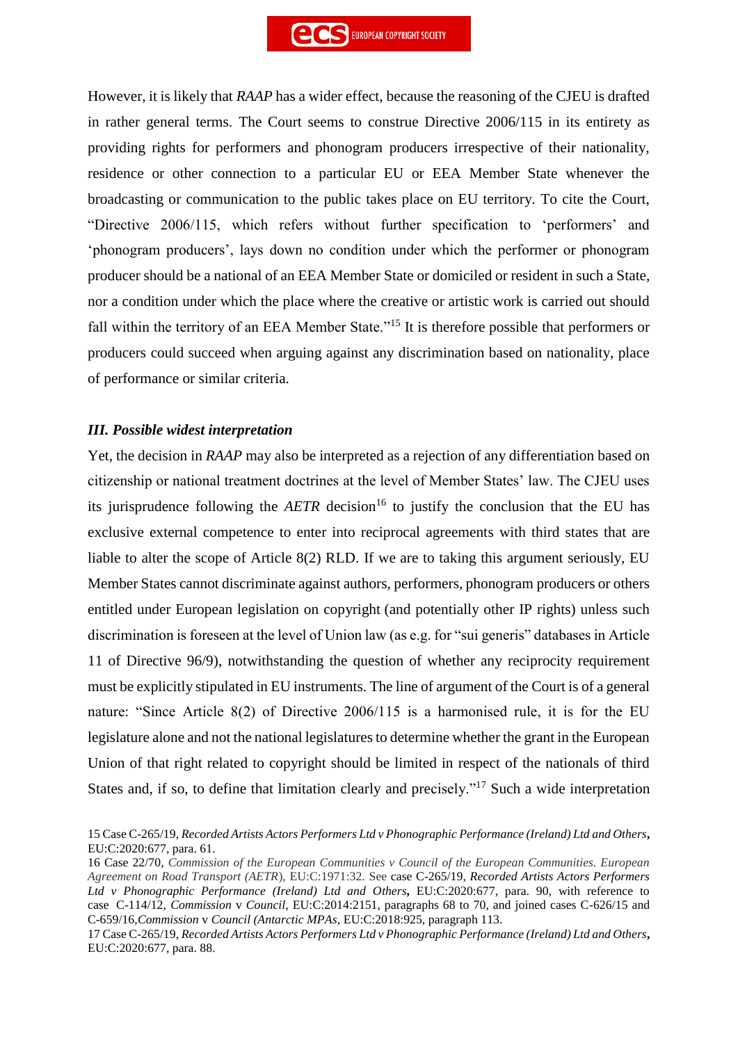However, it is likely that *RAAP* has a wider effect, because the reasoning of the CJEU is drafted in rather general terms. The Court seems to construe Directive 2006/115 in its entirety as providing rights for performers and phonogram producers irrespective of their nationality, residence or other connection to a particular EU or EEA Member State whenever the broadcasting or communication to the public takes place on EU territory. To cite the Court, "Directive 2006/115, which refers without further specification to 'performers' and 'phonogram producers', lays down no condition under which the performer or phonogram producer should be a national of an EEA Member State or domiciled or resident in such a State, nor a condition under which the place where the creative or artistic work is carried out should fall within the territory of an EEA Member State."[15] It is therefore possible that performers or producers could succeed when arguing against any discrimination based on nationality, place of performance or similar criteria.

### *III. Possible widest interpretation*

Yet, the decision in *RAAP* may also be interpreted as a rejection of any differentiation based on citizenship or national treatment doctrines at the level of Member States' law. The CJEU uses its jurisprudence following the *AETR* decision[16] to justify the conclusion that the EU has exclusive external competence to enter into reciprocal agreements with third states that are liable to alter the scope of Article 8(2) RLD. If we are to taking this argument seriously, EU Member States cannot discriminate against authors, performers, phonogram producers or others entitled under European legislation on copyright (and potentially other IP rights) unless such discrimination is foreseen at the level of Union law (as e.g. for "sui generis" databases in Article 11 of Directive 96/9), notwithstanding the question of whether any reciprocity requirement must be explicitly stipulated in EU instruments. The line of argument of the Court is of a general nature: "Since Article 8(2) of Directive 2006/115 is a harmonised rule, it is for the EU legislature alone and not the national legislatures to determine whether the grant in the European Union of that right related to copyright should be limited in respect of the nationals of third States and, if so, to define that limitation clearly and precisely."[17] Such a wide interpretation

---

15 Case C-265/19, *Recorded Artists Actors Performers Ltd v Phonographic Performance (Ireland) Ltd and Others*, EU:C:2020:677, para. 61.

16 Case 22/70, *Commission of the European Communities v Council of the European Communities. European Agreement on Road Transport (AETR)*, EU:C:1971:32. See case C-265/19, *Recorded Artists Actors Performers Ltd v Phonographic Performance (Ireland) Ltd and Others*, EU:C:2020:677, para. 90, with reference to case C-114/12, *Commission* v *Council*, EU:C:2014:2151, paragraphs 68 to 70, and joined cases C-626/15 and C-659/16, *Commission* v *Council (Antarctic MPAs*, EU:C:2018:925, paragraph 113.

17 Case C-265/19, *Recorded Artists Actors Performers Ltd v Phonographic Performance (Ireland) Ltd and Others*, EU:C:2020:677, para. 88.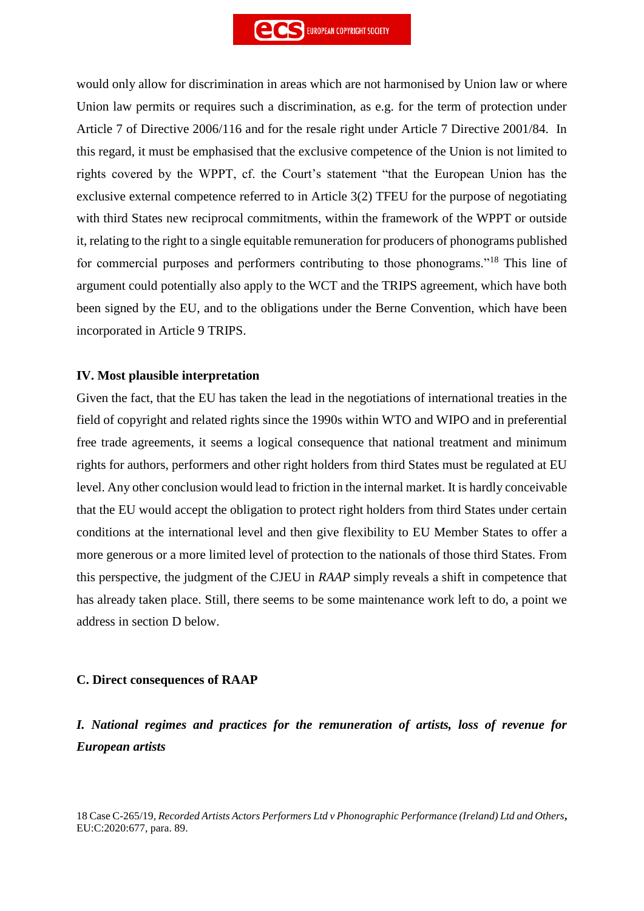would only allow for discrimination in areas which are not harmonised by Union law or where Union law permits or requires such a discrimination, as e.g. for the term of protection under Article 7 of Directive 2006/116 and for the resale right under Article 7 Directive 2001/84. In this regard, it must be emphasised that the exclusive competence of the Union is not limited to rights covered by the WPPT, cf. the Court's statement "that the European Union has the exclusive external competence referred to in Article 3(2) TFEU for the purpose of negotiating with third States new reciprocal commitments, within the framework of the WPPT or outside it, relating to the right to a single equitable remuneration for producers of phonograms published for commercial purposes and performers contributing to those phonograms."[18] This line of argument could potentially also apply to the WCT and the TRIPS agreement, which have both been signed by the EU, and to the obligations under the Berne Convention, which have been incorporated in Article 9 TRIPS.

### IV. Most plausible interpretation

Given the fact, that the EU has taken the lead in the negotiations of international treaties in the field of copyright and related rights since the 1990s within WTO and WIPO and in preferential free trade agreements, it seems a logical consequence that national treatment and minimum rights for authors, performers and other right holders from third States must be regulated at EU level. Any other conclusion would lead to friction in the internal market. It is hardly conceivable that the EU would accept the obligation to protect right holders from third States under certain conditions at the international level and then give flexibility to EU Member States to offer a more generous or a more limited level of protection to the nationals of those third States. From this perspective, the judgment of the CJEU in *RAAP* simply reveals a shift in competence that has already taken place. Still, there seems to be some maintenance work left to do, a point we address in section D below.

## C. Direct consequences of RAAP

### *I. National regimes and practices for the remuneration of artists, loss of revenue for European artists*

18 Case C-265/19, *Recorded Artists Actors Performers Ltd v Phonographic Performance (Ireland) Ltd and Others*, EU:C:2020:677, para. 89.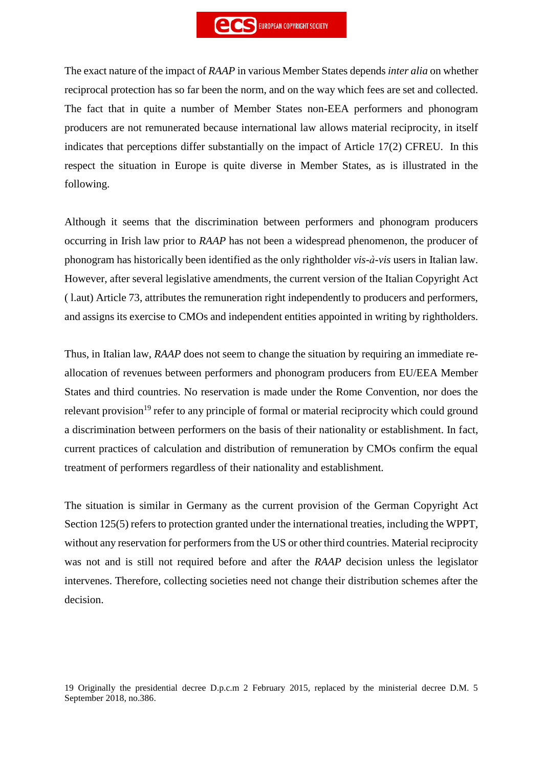The exact nature of the impact of *RAAP* in various Member States depends *inter alia* on whether reciprocal protection has so far been the norm, and on the way which fees are set and collected. The fact that in quite a number of Member States non-EEA performers and phonogram producers are not remunerated because international law allows material reciprocity, in itself indicates that perceptions differ substantially on the impact of Article 17(2) CFREU. In this respect the situation in Europe is quite diverse in Member States, as is illustrated in the following.

Although it seems that the discrimination between performers and phonogram producers occurring in Irish law prior to *RAAP* has not been a widespread phenomenon, the producer of phonogram has historically been identified as the only rightholder *vis-à-vis* users in Italian law. However, after several legislative amendments, the current version of the Italian Copyright Act ( l.aut) Article 73, attributes the remuneration right independently to producers and performers, and assigns its exercise to CMOs and independent entities appointed in writing by rightholders.

Thus, in Italian law, *RAAP* does not seem to change the situation by requiring an immediate re-allocation of revenues between performers and phonogram producers from EU/EEA Member States and third countries. No reservation is made under the Rome Convention, nor does the relevant provision[19] refer to any principle of formal or material reciprocity which could ground a discrimination between performers on the basis of their nationality or establishment. In fact, current practices of calculation and distribution of remuneration by CMOs confirm the equal treatment of performers regardless of their nationality and establishment.

The situation is similar in Germany as the current provision of the German Copyright Act Section 125(5) refers to protection granted under the international treaties, including the WPPT, without any reservation for performers from the US or other third countries. Material reciprocity was not and is still not required before and after the *RAAP* decision unless the legislator intervenes. Therefore, collecting societies need not change their distribution schemes after the decision.

19 Originally the presidential decree D.p.c.m 2 February 2015, replaced by the ministerial decree D.M. 5 September 2018, no.386.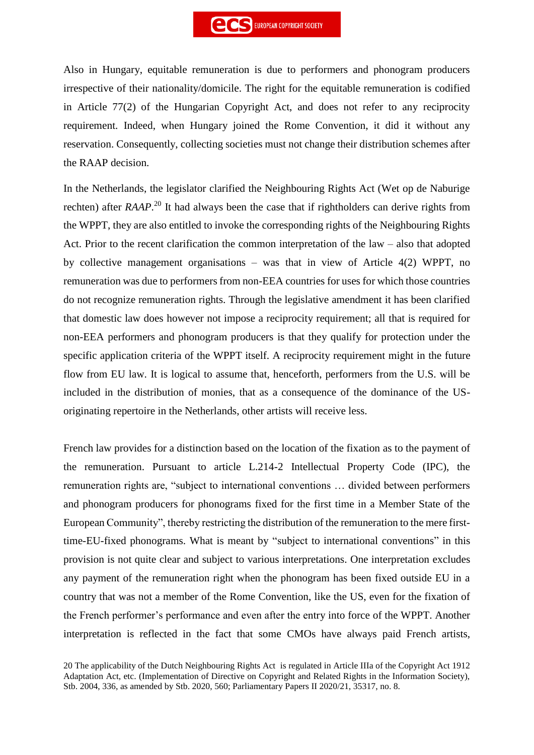Also in Hungary, equitable remuneration is due to performers and phonogram producers irrespective of their nationality/domicile. The right for the equitable remuneration is codified in Article 77(2) of the Hungarian Copyright Act, and does not refer to any reciprocity requirement. Indeed, when Hungary joined the Rome Convention, it did it without any reservation. Consequently, collecting societies must not change their distribution schemes after the RAAP decision.

In the Netherlands, the legislator clarified the Neighbouring Rights Act (Wet op de Naburige rechten) after *RAAP*.[20] It had always been the case that if rightholders can derive rights from the WPPT, they are also entitled to invoke the corresponding rights of the Neighbouring Rights Act. Prior to the recent clarification the common interpretation of the law – also that adopted by collective management organisations – was that in view of Article 4(2) WPPT, no remuneration was due to performers from non-EEA countries for uses for which those countries do not recognize remuneration rights. Through the legislative amendment it has been clarified that domestic law does however not impose a reciprocity requirement; all that is required for non-EEA performers and phonogram producers is that they qualify for protection under the specific application criteria of the WPPT itself. A reciprocity requirement might in the future flow from EU law. It is logical to assume that, henceforth, performers from the U.S. will be included in the distribution of monies, that as a consequence of the dominance of the US-originating repertoire in the Netherlands, other artists will receive less.

French law provides for a distinction based on the location of the fixation as to the payment of the remuneration. Pursuant to article L.214-2 Intellectual Property Code (IPC), the remuneration rights are, "subject to international conventions … divided between performers and phonogram producers for phonograms fixed for the first time in a Member State of the European Community", thereby restricting the distribution of the remuneration to the mere first-time-EU-fixed phonograms. What is meant by "subject to international conventions" in this provision is not quite clear and subject to various interpretations. One interpretation excludes any payment of the remuneration right when the phonogram has been fixed outside EU in a country that was not a member of the Rome Convention, like the US, even for the fixation of the French performer's performance and even after the entry into force of the WPPT. Another interpretation is reflected in the fact that some CMOs have always paid French artists,

[20] The applicability of the Dutch Neighbouring Rights Act is regulated in Article IIIa of the Copyright Act 1912 Adaptation Act, etc. (Implementation of Directive on Copyright and Related Rights in the Information Society), Stb. 2004, 336, as amended by Stb. 2020, 560; Parliamentary Papers II 2020/21, 35317, no. 8.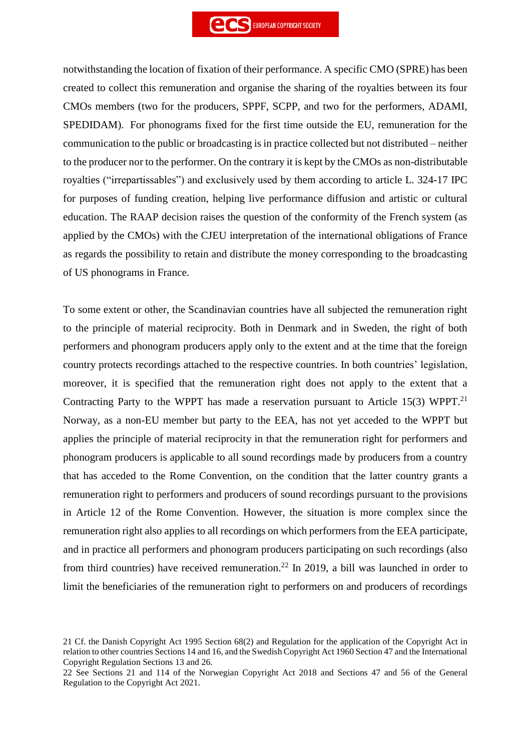notwithstanding the location of fixation of their performance. A specific CMO (SPRE) has been created to collect this remuneration and organise the sharing of the royalties between its four CMOs members (two for the producers, SPPF, SCPP, and two for the performers, ADAMI, SPEDIDAM). For phonograms fixed for the first time outside the EU, remuneration for the communication to the public or broadcasting is in practice collected but not distributed – neither to the producer nor to the performer. On the contrary it is kept by the CMOs as non-distributable royalties ("irrepartissables") and exclusively used by them according to article L. 324-17 IPC for purposes of funding creation, helping live performance diffusion and artistic or cultural education. The RAAP decision raises the question of the conformity of the French system (as applied by the CMOs) with the CJEU interpretation of the international obligations of France as regards the possibility to retain and distribute the money corresponding to the broadcasting of US phonograms in France.

To some extent or other, the Scandinavian countries have all subjected the remuneration right to the principle of material reciprocity. Both in Denmark and in Sweden, the right of both performers and phonogram producers apply only to the extent and at the time that the foreign country protects recordings attached to the respective countries. In both countries' legislation, moreover, it is specified that the remuneration right does not apply to the extent that a Contracting Party to the WPPT has made a reservation pursuant to Article 15(3) WPPT.[21] Norway, as a non-EU member but party to the EEA, has not yet acceded to the WPPT but applies the principle of material reciprocity in that the remuneration right for performers and phonogram producers is applicable to all sound recordings made by producers from a country that has acceded to the Rome Convention, on the condition that the latter country grants a remuneration right to performers and producers of sound recordings pursuant to the provisions in Article 12 of the Rome Convention. However, the situation is more complex since the remuneration right also applies to all recordings on which performers from the EEA participate, and in practice all performers and phonogram producers participating on such recordings (also from third countries) have received remuneration.[22] In 2019, a bill was launched in order to limit the beneficiaries of the remuneration right to performers on and producers of recordings

21 Cf. the Danish Copyright Act 1995 Section 68(2) and Regulation for the application of the Copyright Act in relation to other countries Sections 14 and 16, and the Swedish Copyright Act 1960 Section 47 and the International Copyright Regulation Sections 13 and 26.

22 See Sections 21 and 114 of the Norwegian Copyright Act 2018 and Sections 47 and 56 of the General Regulation to the Copyright Act 2021.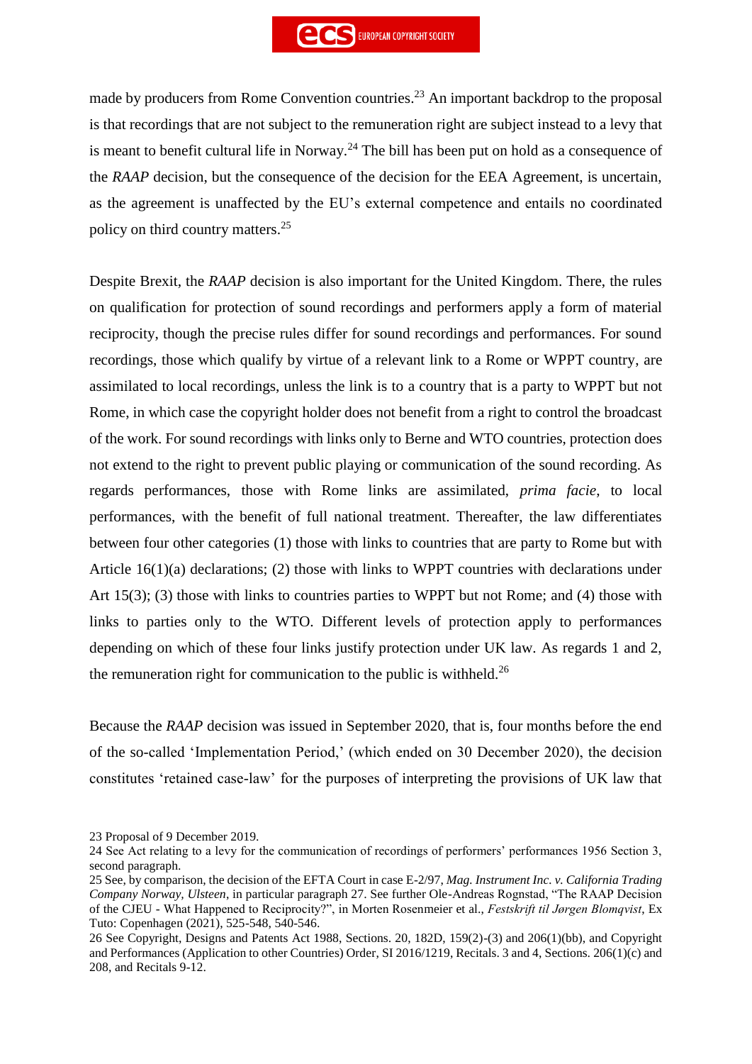made by producers from Rome Convention countries.[23] An important backdrop to the proposal is that recordings that are not subject to the remuneration right are subject instead to a levy that is meant to benefit cultural life in Norway.[24] The bill has been put on hold as a consequence of the *RAAP* decision, but the consequence of the decision for the EEA Agreement, is uncertain, as the agreement is unaffected by the EU's external competence and entails no coordinated policy on third country matters.[25]

Despite Brexit, the *RAAP* decision is also important for the United Kingdom. There, the rules on qualification for protection of sound recordings and performers apply a form of material reciprocity, though the precise rules differ for sound recordings and performances. For sound recordings, those which qualify by virtue of a relevant link to a Rome or WPPT country, are assimilated to local recordings, unless the link is to a country that is a party to WPPT but not Rome, in which case the copyright holder does not benefit from a right to control the broadcast of the work. For sound recordings with links only to Berne and WTO countries, protection does not extend to the right to prevent public playing or communication of the sound recording. As regards performances, those with Rome links are assimilated, *prima facie*, to local performances, with the benefit of full national treatment. Thereafter, the law differentiates between four other categories (1) those with links to countries that are party to Rome but with Article 16(1)(a) declarations; (2) those with links to WPPT countries with declarations under Art 15(3); (3) those with links to countries parties to WPPT but not Rome; and (4) those with links to parties only to the WTO. Different levels of protection apply to performances depending on which of these four links justify protection under UK law. As regards 1 and 2, the remuneration right for communication to the public is withheld.[26]

Because the *RAAP* decision was issued in September 2020, that is, four months before the end of the so-called 'Implementation Period,' (which ended on 30 December 2020), the decision constitutes 'retained case-law' for the purposes of interpreting the provisions of UK law that

---

23 Proposal of 9 December 2019.

24 See Act relating to a levy for the communication of recordings of performers' performances 1956 Section 3, second paragraph.

25 See, by comparison, the decision of the EFTA Court in case E-2/97, *Mag. Instrument Inc. v. California Trading Company Norway, Ulsteen*, in particular paragraph 27. See further Ole-Andreas Rognstad, "The RAAP Decision of the CJEU - What Happened to Reciprocity?", in Morten Rosenmeier et al., *Festskrift til Jørgen Blomqvist*, Ex Tuto: Copenhagen (2021), 525-548, 540-546.

26 See Copyright, Designs and Patents Act 1988, Sections. 20, 182D, 159(2)-(3) and 206(1)(bb), and Copyright and Performances (Application to other Countries) Order, SI 2016/1219, Recitals. 3 and 4, Sections. 206(1)(c) and 208, and Recitals 9-12.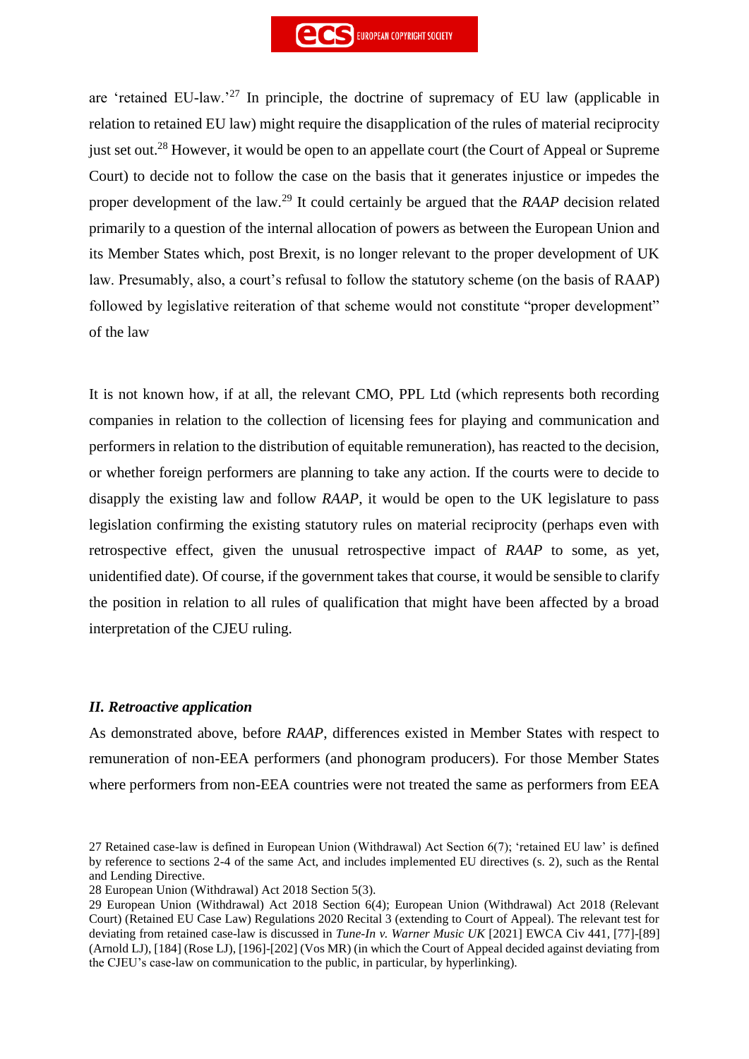are 'retained EU-law.'[27] In principle, the doctrine of supremacy of EU law (applicable in relation to retained EU law) might require the disapplication of the rules of material reciprocity just set out.[28] However, it would be open to an appellate court (the Court of Appeal or Supreme Court) to decide not to follow the case on the basis that it generates injustice or impedes the proper development of the law.[29] It could certainly be argued that the *RAAP* decision related primarily to a question of the internal allocation of powers as between the European Union and its Member States which, post Brexit, is no longer relevant to the proper development of UK law. Presumably, also, a court's refusal to follow the statutory scheme (on the basis of RAAP) followed by legislative reiteration of that scheme would not constitute "proper development" of the law

It is not known how, if at all, the relevant CMO, PPL Ltd (which represents both recording companies in relation to the collection of licensing fees for playing and communication and performers in relation to the distribution of equitable remuneration), has reacted to the decision, or whether foreign performers are planning to take any action. If the courts were to decide to disapply the existing law and follow *RAAP*, it would be open to the UK legislature to pass legislation confirming the existing statutory rules on material reciprocity (perhaps even with retrospective effect, given the unusual retrospective impact of *RAAP* to some, as yet, unidentified date). Of course, if the government takes that course, it would be sensible to clarify the position in relation to all rules of qualification that might have been affected by a broad interpretation of the CJEU ruling.

### *II. Retroactive application*

As demonstrated above, before *RAAP*, differences existed in Member States with respect to remuneration of non-EEA performers (and phonogram producers). For those Member States where performers from non-EEA countries were not treated the same as performers from EEA

---

27 Retained case-law is defined in European Union (Withdrawal) Act Section 6(7); 'retained EU law' is defined by reference to sections 2-4 of the same Act, and includes implemented EU directives (s. 2), such as the Rental and Lending Directive.

28 European Union (Withdrawal) Act 2018 Section 5(3).

29 European Union (Withdrawal) Act 2018 Section 6(4); European Union (Withdrawal) Act 2018 (Relevant Court) (Retained EU Case Law) Regulations 2020 Recital 3 (extending to Court of Appeal). The relevant test for deviating from retained case-law is discussed in *Tune-In v. Warner Music UK* [2021] EWCA Civ 441, [77]-[89] (Arnold LJ), [184] (Rose LJ), [196]-[202] (Vos MR) (in which the Court of Appeal decided against deviating from the CJEU's case-law on communication to the public, in particular, by hyperlinking).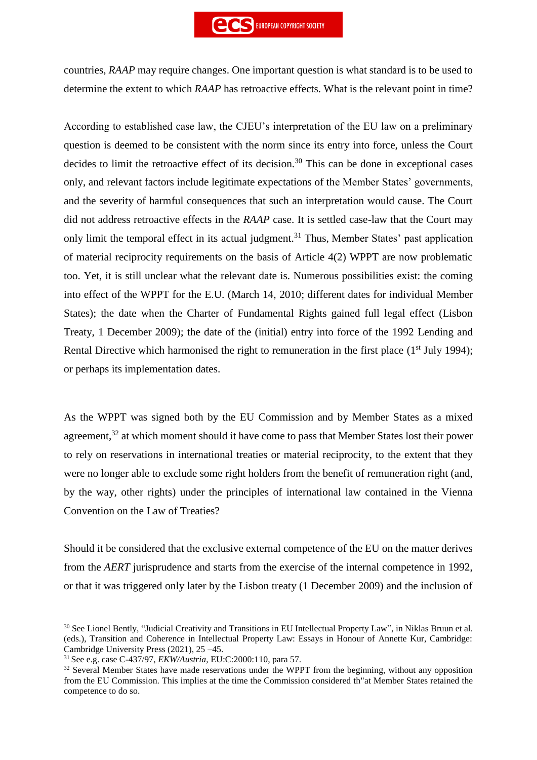countries, *RAAP* may require changes. One important question is what standard is to be used to determine the extent to which *RAAP* has retroactive effects. What is the relevant point in time?

According to established case law, the CJEU's interpretation of the EU law on a preliminary question is deemed to be consistent with the norm since its entry into force, unless the Court decides to limit the retroactive effect of its decision.[30] This can be done in exceptional cases only, and relevant factors include legitimate expectations of the Member States' governments, and the severity of harmful consequences that such an interpretation would cause. The Court did not address retroactive effects in the *RAAP* case. It is settled case-law that the Court may only limit the temporal effect in its actual judgment.[31] Thus, Member States' past application of material reciprocity requirements on the basis of Article 4(2) WPPT are now problematic too. Yet, it is still unclear what the relevant date is. Numerous possibilities exist: the coming into effect of the WPPT for the E.U. (March 14, 2010; different dates for individual Member States); the date when the Charter of Fundamental Rights gained full legal effect (Lisbon Treaty, 1 December 2009); the date of the (initial) entry into force of the 1992 Lending and Rental Directive which harmonised the right to remuneration in the first place (1st July 1994); or perhaps its implementation dates.

As the WPPT was signed both by the EU Commission and by Member States as a mixed agreement,[32] at which moment should it have come to pass that Member States lost their power to rely on reservations in international treaties or material reciprocity, to the extent that they were no longer able to exclude some right holders from the benefit of remuneration right (and, by the way, other rights) under the principles of international law contained in the Vienna Convention on the Law of Treaties?

Should it be considered that the exclusive external competence of the EU on the matter derives from the *AERT* jurisprudence and starts from the exercise of the internal competence in 1992, or that it was triggered only later by the Lisbon treaty (1 December 2009) and the inclusion of

[30] See Lionel Bently, "Judicial Creativity and Transitions in EU Intellectual Property Law", in Niklas Bruun et al. (eds.), Transition and Coherence in Intellectual Property Law: Essays in Honour of Annette Kur, Cambridge: Cambridge University Press (2021), 25 –45.

[31] See e.g. case C-437/97, *EKW/Austria*, EU:C:2000:110, para 57.

[32] Several Member States have made reservations under the WPPT from the beginning, without any opposition from the EU Commission. This implies at the time the Commission considered th"at Member States retained the competence to do so.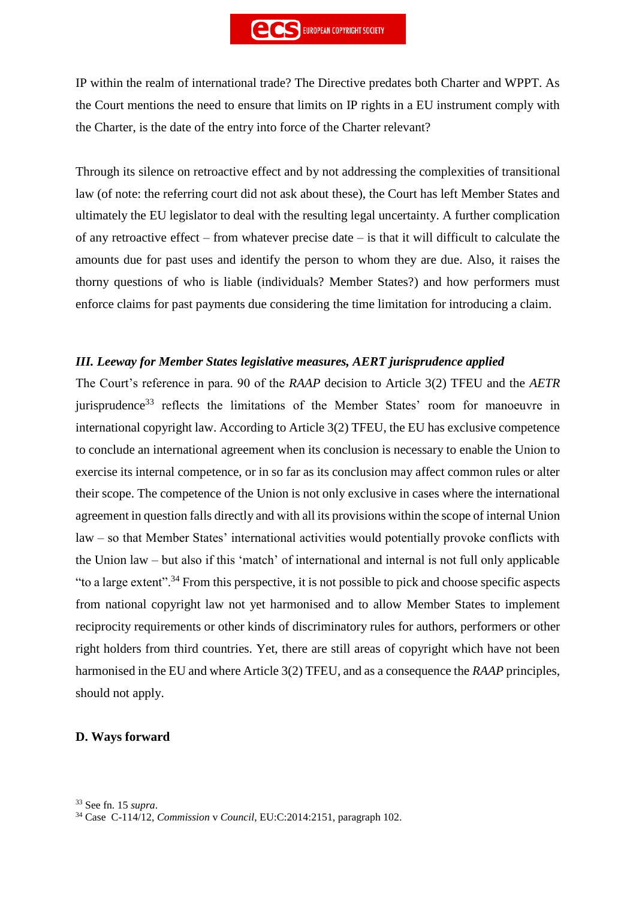IP within the realm of international trade? The Directive predates both Charter and WPPT. As the Court mentions the need to ensure that limits on IP rights in a EU instrument comply with the Charter, is the date of the entry into force of the Charter relevant?

Through its silence on retroactive effect and by not addressing the complexities of transitional law (of note: the referring court did not ask about these), the Court has left Member States and ultimately the EU legislator to deal with the resulting legal uncertainty. A further complication of any retroactive effect – from whatever precise date – is that it will difficult to calculate the amounts due for past uses and identify the person to whom they are due. Also, it raises the thorny questions of who is liable (individuals? Member States?) and how performers must enforce claims for past payments due considering the time limitation for introducing a claim.

### *III. Leeway for Member States legislative measures, AERT jurisprudence applied*

The Court's reference in para. 90 of the *RAAP* decision to Article 3(2) TFEU and the *AETR* jurisprudence[33] reflects the limitations of the Member States' room for manoeuvre in international copyright law. According to Article 3(2) TFEU, the EU has exclusive competence to conclude an international agreement when its conclusion is necessary to enable the Union to exercise its internal competence, or in so far as its conclusion may affect common rules or alter their scope. The competence of the Union is not only exclusive in cases where the international agreement in question falls directly and with all its provisions within the scope of internal Union law – so that Member States' international activities would potentially provoke conflicts with the Union law – but also if this 'match' of international and internal is not full only applicable "to a large extent".[34] From this perspective, it is not possible to pick and choose specific aspects from national copyright law not yet harmonised and to allow Member States to implement reciprocity requirements or other kinds of discriminatory rules for authors, performers or other right holders from third countries. Yet, there are still areas of copyright which have not been harmonised in the EU and where Article 3(2) TFEU, and as a consequence the *RAAP* principles, should not apply.

## D. Ways forward

[33] See fn. 15 *supra*.

[34] Case C-114/12, *Commission* v *Council*, EU:C:2014:2151, paragraph 102.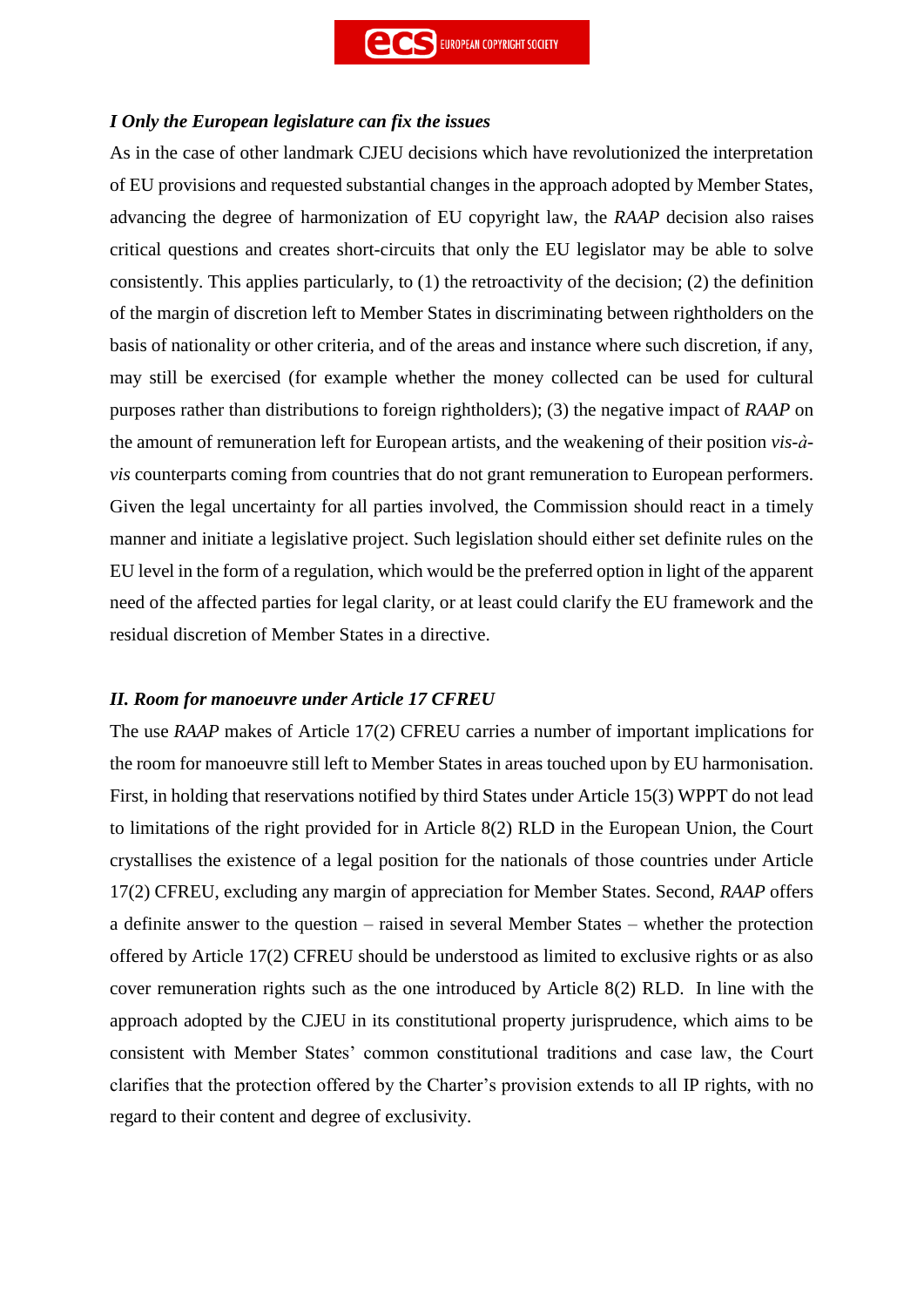### *I Only the European legislature can fix the issues*

As in the case of other landmark CJEU decisions which have revolutionized the interpretation of EU provisions and requested substantial changes in the approach adopted by Member States, advancing the degree of harmonization of EU copyright law, the *RAAP* decision also raises critical questions and creates short-circuits that only the EU legislator may be able to solve consistently. This applies particularly, to (1) the retroactivity of the decision; (2) the definition of the margin of discretion left to Member States in discriminating between rightholders on the basis of nationality or other criteria, and of the areas and instance where such discretion, if any, may still be exercised (for example whether the money collected can be used for cultural purposes rather than distributions to foreign rightholders); (3) the negative impact of *RAAP* on the amount of remuneration left for European artists, and the weakening of their position *vis-à-vis* counterparts coming from countries that do not grant remuneration to European performers. Given the legal uncertainty for all parties involved, the Commission should react in a timely manner and initiate a legislative project. Such legislation should either set definite rules on the EU level in the form of a regulation, which would be the preferred option in light of the apparent need of the affected parties for legal clarity, or at least could clarify the EU framework and the residual discretion of Member States in a directive.

### *II. Room for manoeuvre under Article 17 CFREU*

The use *RAAP* makes of Article 17(2) CFREU carries a number of important implications for the room for manoeuvre still left to Member States in areas touched upon by EU harmonisation. First, in holding that reservations notified by third States under Article 15(3) WPPT do not lead to limitations of the right provided for in Article 8(2) RLD in the European Union, the Court crystallises the existence of a legal position for the nationals of those countries under Article 17(2) CFREU, excluding any margin of appreciation for Member States. Second, *RAAP* offers a definite answer to the question – raised in several Member States – whether the protection offered by Article 17(2) CFREU should be understood as limited to exclusive rights or as also cover remuneration rights such as the one introduced by Article 8(2) RLD. In line with the approach adopted by the CJEU in its constitutional property jurisprudence, which aims to be consistent with Member States' common constitutional traditions and case law, the Court clarifies that the protection offered by the Charter's provision extends to all IP rights, with no regard to their content and degree of exclusivity.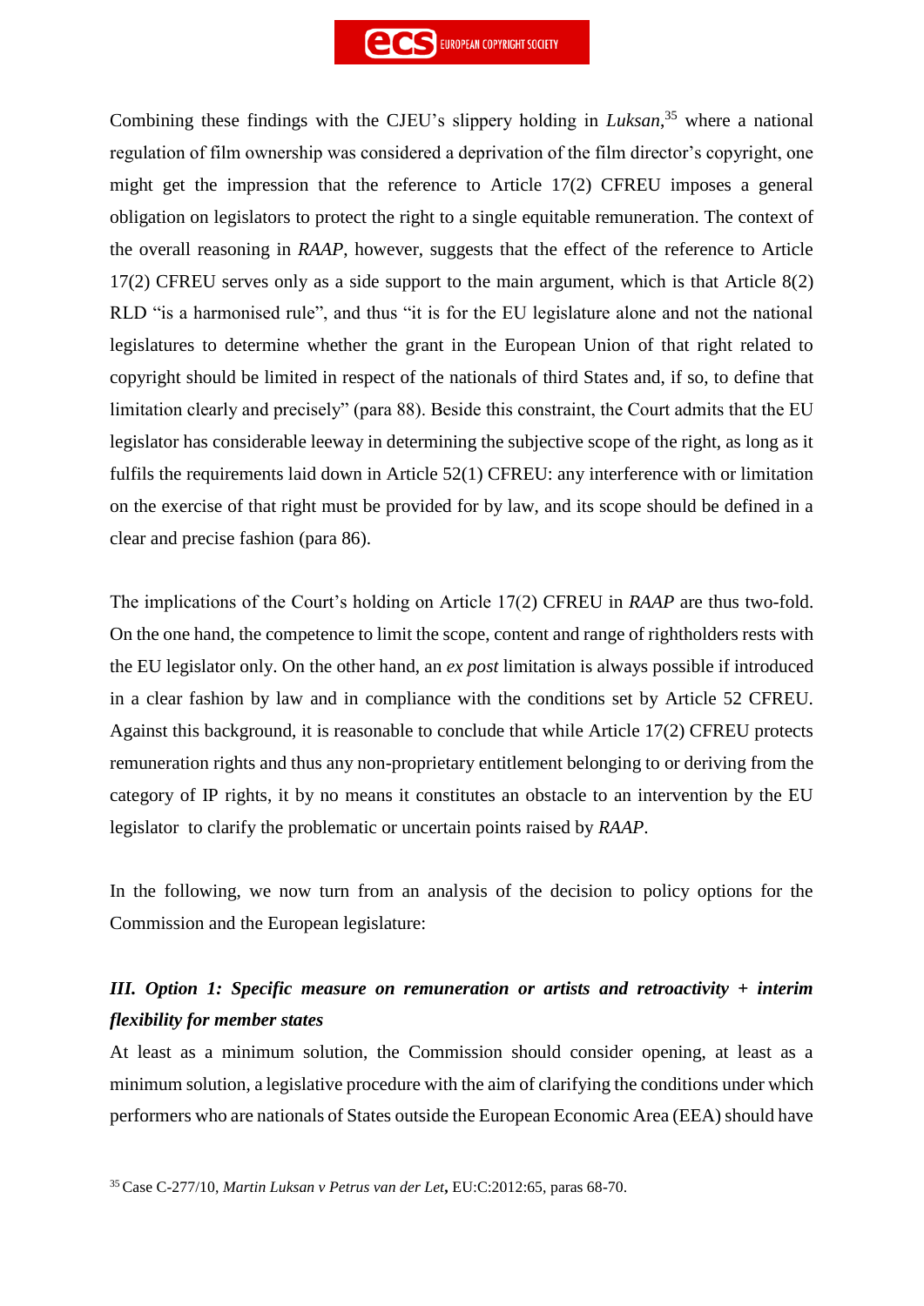Combining these findings with the CJEU's slippery holding in *Luksan*,[35] where a national regulation of film ownership was considered a deprivation of the film director's copyright, one might get the impression that the reference to Article 17(2) CFREU imposes a general obligation on legislators to protect the right to a single equitable remuneration. The context of the overall reasoning in *RAAP*, however, suggests that the effect of the reference to Article 17(2) CFREU serves only as a side support to the main argument, which is that Article 8(2) RLD "is a harmonised rule", and thus "it is for the EU legislature alone and not the national legislatures to determine whether the grant in the European Union of that right related to copyright should be limited in respect of the nationals of third States and, if so, to define that limitation clearly and precisely" (para 88). Beside this constraint, the Court admits that the EU legislator has considerable leeway in determining the subjective scope of the right, as long as it fulfils the requirements laid down in Article 52(1) CFREU: any interference with or limitation on the exercise of that right must be provided for by law, and its scope should be defined in a clear and precise fashion (para 86).

The implications of the Court's holding on Article 17(2) CFREU in *RAAP* are thus two-fold. On the one hand, the competence to limit the scope, content and range of rightholders rests with the EU legislator only. On the other hand, an *ex post* limitation is always possible if introduced in a clear fashion by law and in compliance with the conditions set by Article 52 CFREU. Against this background, it is reasonable to conclude that while Article 17(2) CFREU protects remuneration rights and thus any non-proprietary entitlement belonging to or deriving from the category of IP rights, it by no means it constitutes an obstacle to an intervention by the EU legislator to clarify the problematic or uncertain points raised by *RAAP*.

In the following, we now turn from an analysis of the decision to policy options for the Commission and the European legislature:

### *III. Option 1: Specific measure on remuneration or artists and retroactivity + interim flexibility for member states*

At least as a minimum solution, the Commission should consider opening, at least as a minimum solution, a legislative procedure with the aim of clarifying the conditions under which performers who are nationals of States outside the European Economic Area (EEA) should have

[35] Case C-277/10, *Martin Luksan v Petrus van der Let*, EU:C:2012:65, paras 68-70.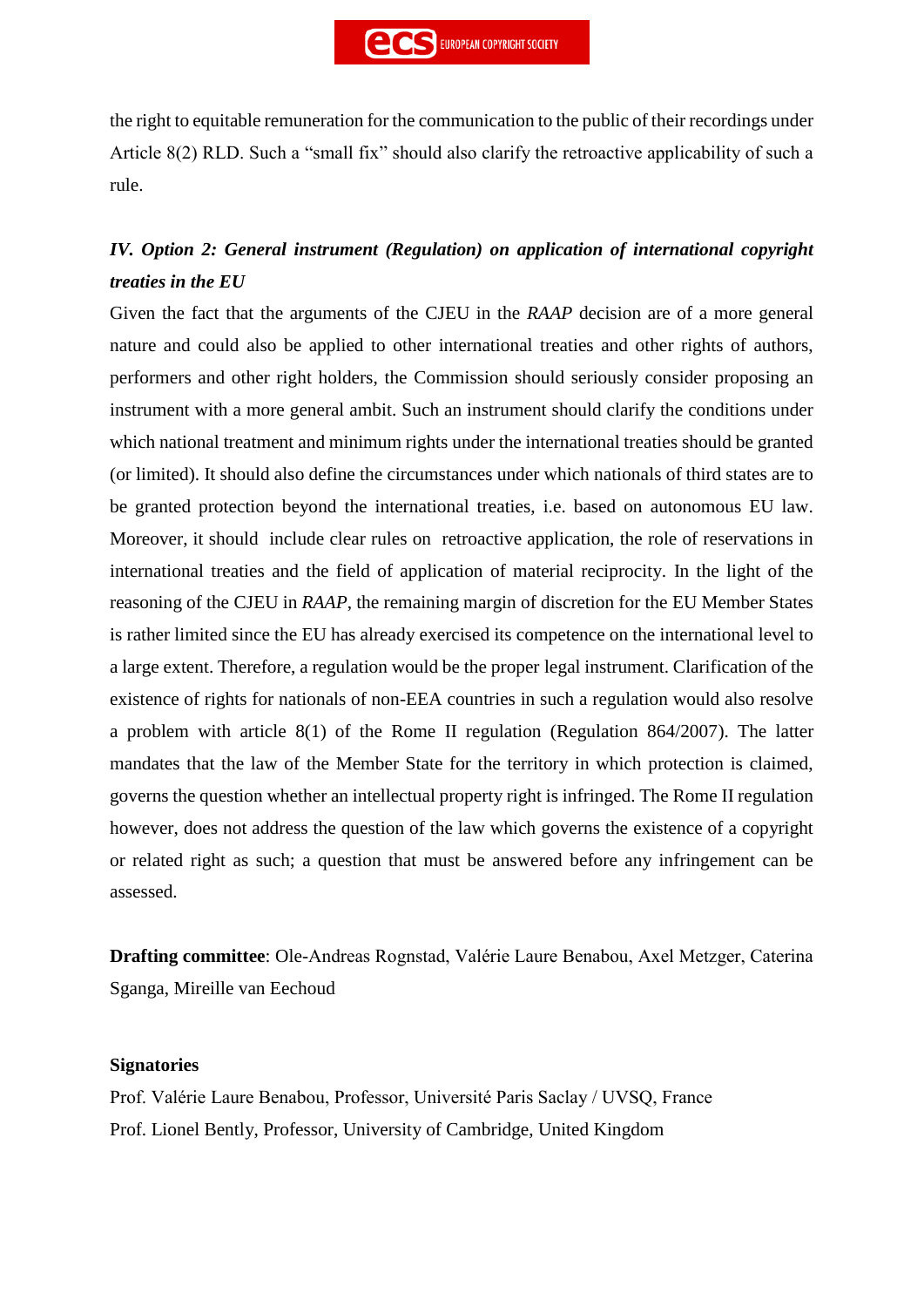the right to equitable remuneration for the communication to the public of their recordings under Article 8(2) RLD. Such a "small fix" should also clarify the retroactive applicability of such a rule.

## *IV. Option 2: General instrument (Regulation) on application of international copyright treaties in the EU*

Given the fact that the arguments of the CJEU in the *RAAP* decision are of a more general nature and could also be applied to other international treaties and other rights of authors, performers and other right holders, the Commission should seriously consider proposing an instrument with a more general ambit. Such an instrument should clarify the conditions under which national treatment and minimum rights under the international treaties should be granted (or limited). It should also define the circumstances under which nationals of third states are to be granted protection beyond the international treaties, i.e. based on autonomous EU law. Moreover, it should include clear rules on retroactive application, the role of reservations in international treaties and the field of application of material reciprocity. In the light of the reasoning of the CJEU in *RAAP*, the remaining margin of discretion for the EU Member States is rather limited since the EU has already exercised its competence on the international level to a large extent. Therefore, a regulation would be the proper legal instrument. Clarification of the existence of rights for nationals of non-EEA countries in such a regulation would also resolve a problem with article 8(1) of the Rome II regulation (Regulation 864/2007). The latter mandates that the law of the Member State for the territory in which protection is claimed, governs the question whether an intellectual property right is infringed. The Rome II regulation however, does not address the question of the law which governs the existence of a copyright or related right as such; a question that must be answered before any infringement can be assessed.

**Drafting committee**: Ole-Andreas Rognstad, Valérie Laure Benabou, Axel Metzger, Caterina Sganga, Mireille van Eechoud

**Signatories**

Prof. Valérie Laure Benabou, Professor, Université Paris Saclay / UVSQ, France

Prof. Lionel Bently, Professor, University of Cambridge, United Kingdom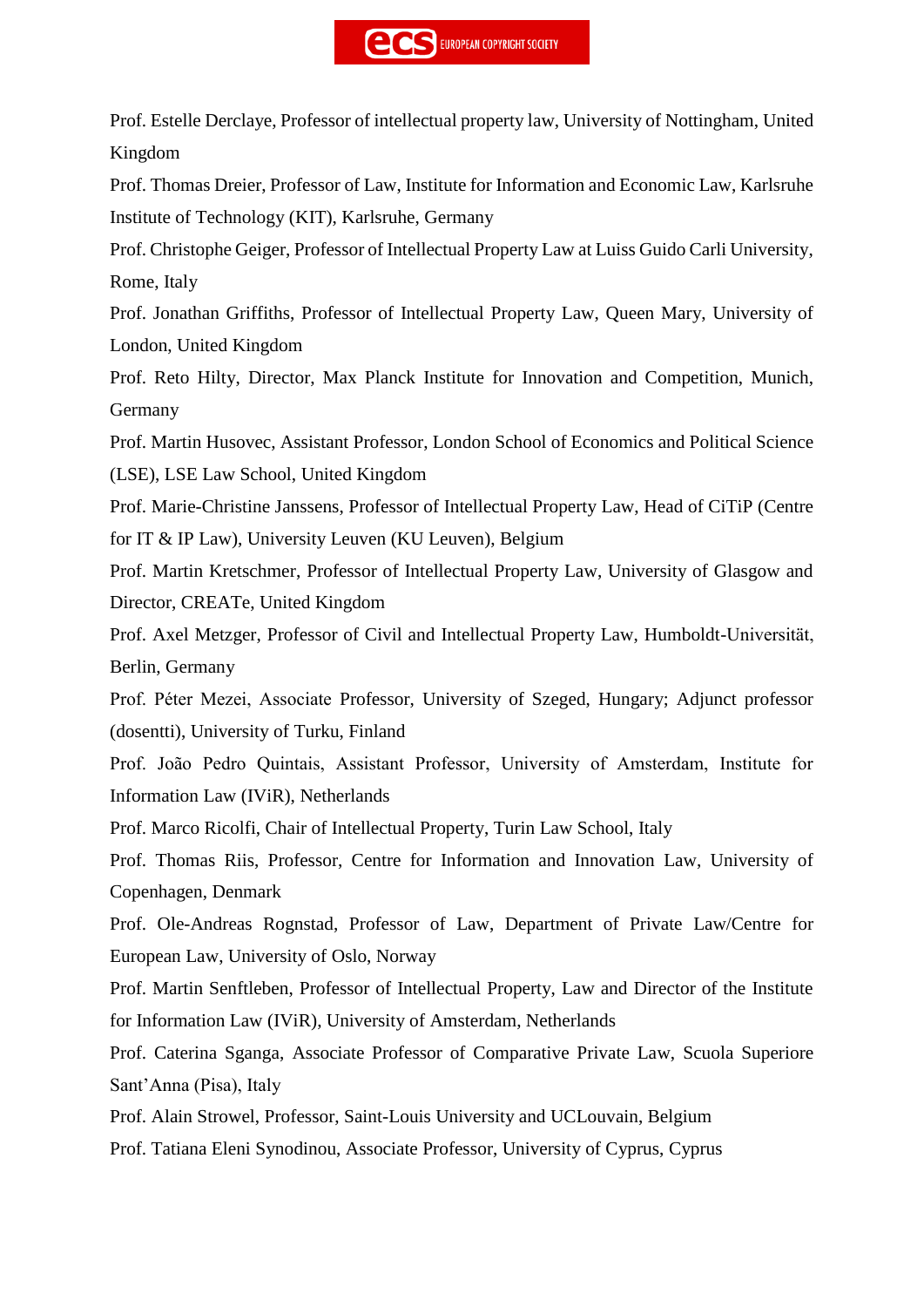Prof. Estelle Derclaye, Professor of intellectual property law, University of Nottingham, United Kingdom

Prof. Thomas Dreier, Professor of Law, Institute for Information and Economic Law, Karlsruhe Institute of Technology (KIT), Karlsruhe, Germany

Prof. Christophe Geiger, Professor of Intellectual Property Law at Luiss Guido Carli University, Rome, Italy

Prof. Jonathan Griffiths, Professor of Intellectual Property Law, Queen Mary, University of London, United Kingdom

Prof. Reto Hilty, Director, Max Planck Institute for Innovation and Competition, Munich, Germany

Prof. Martin Husovec, Assistant Professor, London School of Economics and Political Science (LSE), LSE Law School, United Kingdom

Prof. Marie-Christine Janssens, Professor of Intellectual Property Law, Head of CiTiP (Centre for IT & IP Law), University Leuven (KU Leuven), Belgium

Prof. Martin Kretschmer, Professor of Intellectual Property Law, University of Glasgow and Director, CREATe, United Kingdom

Prof. Axel Metzger, Professor of Civil and Intellectual Property Law, Humboldt-Universität, Berlin, Germany

Prof. Péter Mezei, Associate Professor, University of Szeged, Hungary; Adjunct professor (dosentti), University of Turku, Finland

Prof. João Pedro Quintais, Assistant Professor, University of Amsterdam, Institute for Information Law (IViR), Netherlands

Prof. Marco Ricolfi, Chair of Intellectual Property, Turin Law School, Italy

Prof. Thomas Riis, Professor, Centre for Information and Innovation Law, University of Copenhagen, Denmark

Prof. Ole-Andreas Rognstad, Professor of Law, Department of Private Law/Centre for European Law, University of Oslo, Norway

Prof. Martin Senftleben, Professor of Intellectual Property, Law and Director of the Institute for Information Law (IViR), University of Amsterdam, Netherlands

Prof. Caterina Sganga, Associate Professor of Comparative Private Law, Scuola Superiore Sant'Anna (Pisa), Italy

Prof. Alain Strowel, Professor, Saint-Louis University and UCLouvain, Belgium

Prof. Tatiana Eleni Synodinou, Associate Professor, University of Cyprus, Cyprus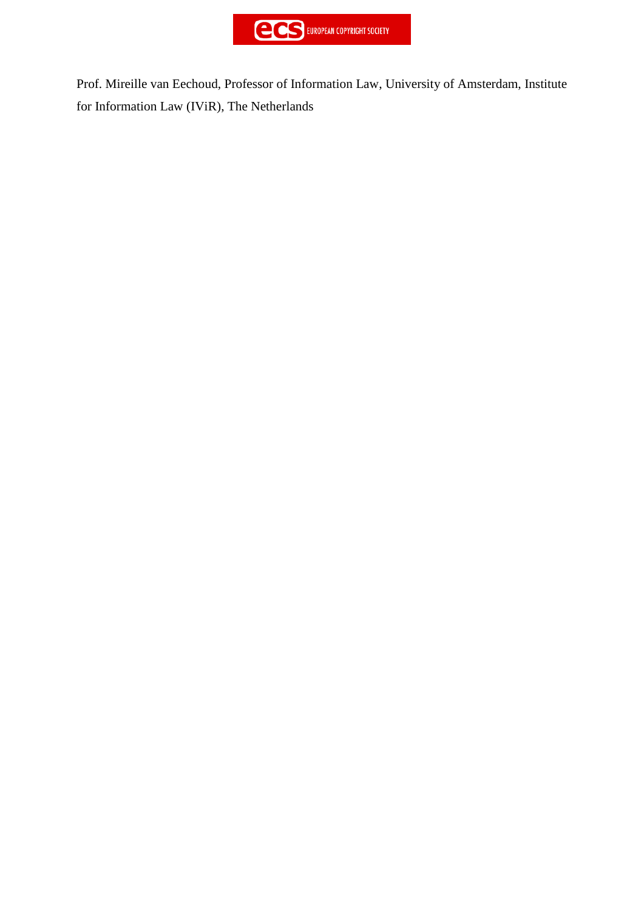Prof. Mireille van Eechoud, Professor of Information Law, University of Amsterdam, Institute for Information Law (IViR), The Netherlands